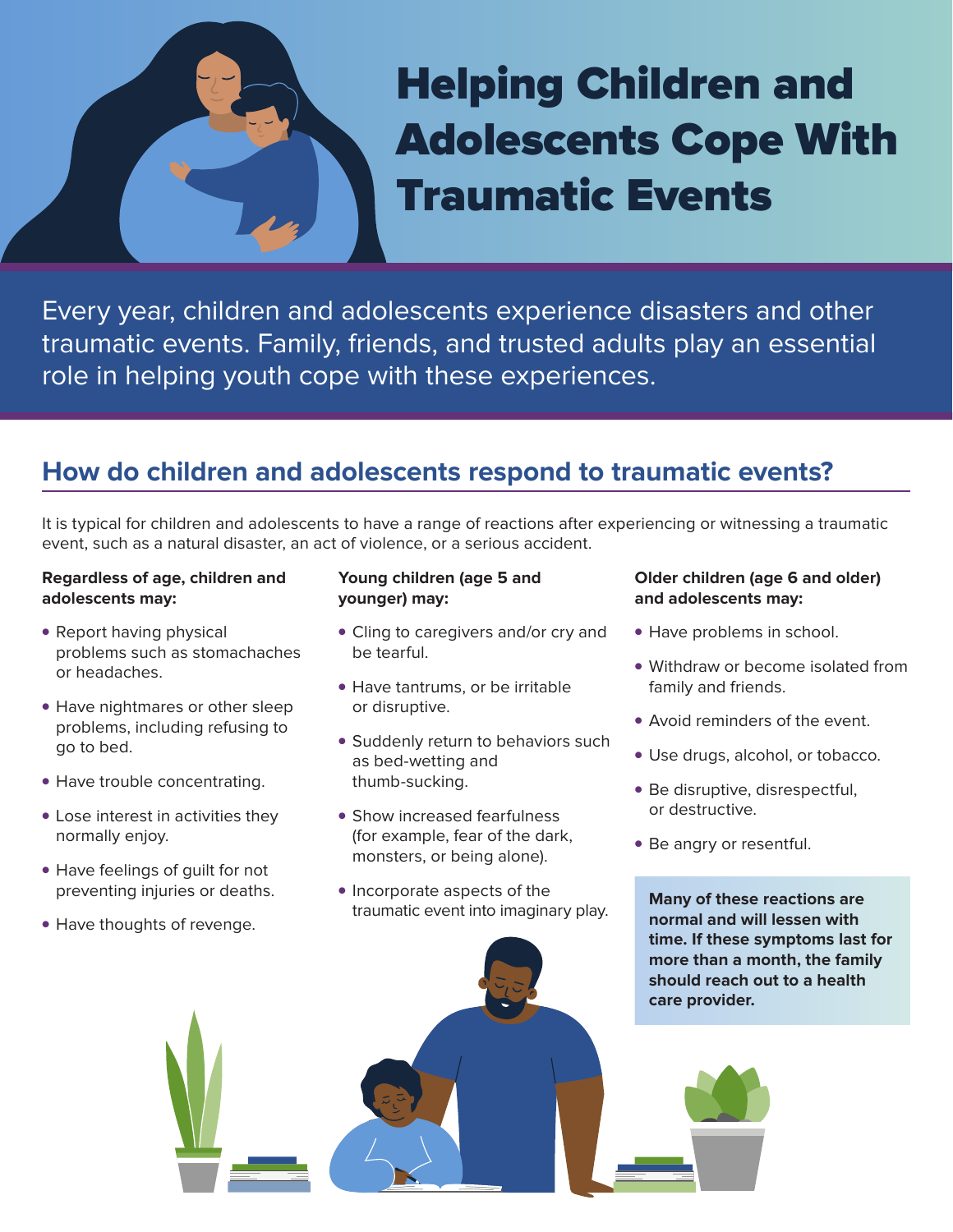# Helping Children and Adolescents Cope With Traumatic Events

Every year, children and adolescents experience disasters and other traumatic events. Family, friends, and trusted adults play an essential role in helping youth cope with these experiences.

## How do children and adolescents respond to traumatic events?

It is typical for children and adolescents to have a range of reactions after experiencing or witnessing a traumatic event, such as a natural disaster, an act of violence, or a serious accident.

**Regardless of age, children and adolescents may:**

- Report having physical problems such as stomachaches or headaches.
- Have nightmares or other sleep problems, including refusing to go to bed.
- Have trouble concentrating.
- Lose interest in activities they normally enjoy.
- Have feelings of guilt for not preventing injuries or deaths.
- Have thoughts of revenge.

**Young children (age 5 and younger) may:**

- Cling to caregivers and/or cry and be tearful.
- Have tantrums, or be irritable or disruptive.
- Suddenly return to behaviors such as bed-wetting and thumb-sucking.
- Show increased fearfulness (for example, fear of the dark, monsters, or being alone).
- Incorporate aspects of the traumatic event into imaginary play.

**Older children (age 6 and older) and adolescents may:**

- Have problems in school.
- Withdraw or become isolated from family and friends.
- Avoid reminders of the event.
- Use drugs, alcohol, or tobacco.
- Be disruptive, disrespectful, or destructive.
- Be angry or resentful.

**Many of these reactions are normal and will lessen with time. If these symptoms last for more than a month, the family should reach out to a health care provider.**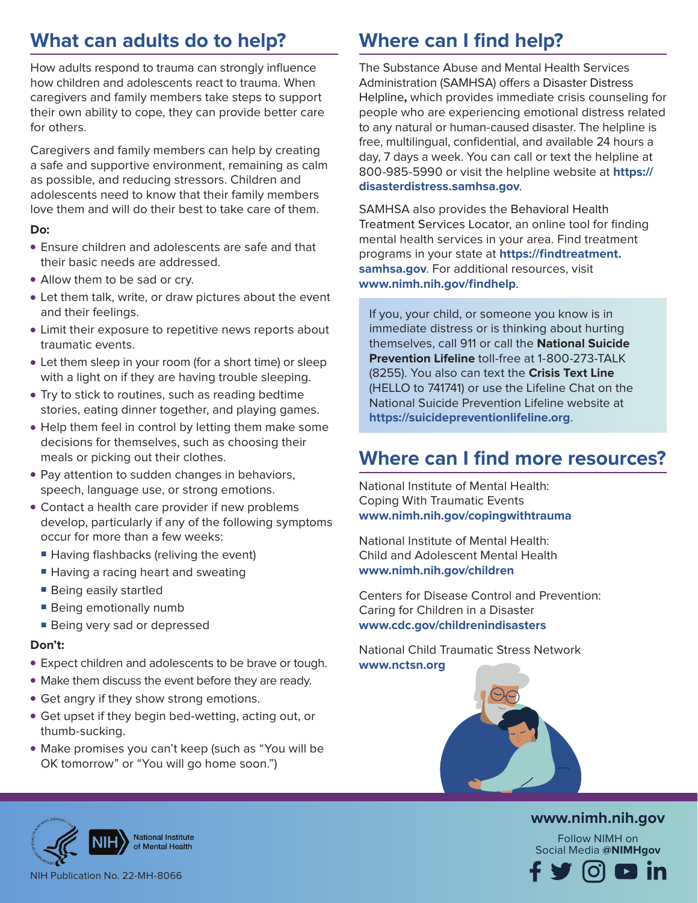## What can adults do to help?

How adults respond to trauma can strongly influence how children and adolescents react to trauma. When caregivers and family members take steps to support their own ability to cope, they can provide better care for others.

Caregivers and family members can help by creating a safe and supportive environment, remaining as calm as possible, and reducing stressors. Children and adolescents need to know that their family members love them and will do their best to take care of them.

**Do:**

- Ensure children and adolescents are safe and that their basic needs are addressed.
- Allow them to be sad or cry.
- Let them talk, write, or draw pictures about the event and their feelings.
- Limit their exposure to repetitive news reports about traumatic events.
- Let them sleep in your room (for a short time) or sleep with a light on if they are having trouble sleeping.
- Try to stick to routines, such as reading bedtime stories, eating dinner together, and playing games.
- Help them feel in control by letting them make some decisions for themselves, such as choosing their meals or picking out their clothes.
- Pay attention to sudden changes in behaviors, speech, language use, or strong emotions.
- Contact a health care provider if new problems develop, particularly if any of the following symptoms occur for more than a few weeks:
  - Having flashbacks (reliving the event)
  - Having a racing heart and sweating
  - Being easily startled
  - Being emotionally numb
  - Being very sad or depressed

**Don't:**

- Expect children and adolescents to be brave or tough.
- Make them discuss the event before they are ready.
- Get angry if they show strong emotions.
- Get upset if they begin bed-wetting, acting out, or thumb-sucking.
- Make promises you can't keep (such as "You will be OK tomorrow" or "You will go home soon.")

## Where can I find help?

The Substance Abuse and Mental Health Services Administration (SAMHSA) offers a Disaster Distress Helpline**,** which provides immediate crisis counseling for people who are experiencing emotional distress related to any natural or human-caused disaster. The helpline is free, multilingual, confidential, and available 24 hours a day, 7 days a week. You can call or text the helpline at 800-985-5990 or visit the helpline website at **https://disasterdistress.samhsa.gov**.

SAMHSA also provides the Behavioral Health Treatment Services Locator, an online tool for finding mental health services in your area. Find treatment programs in your state at **https://findtreatment.samhsa.gov**. For additional resources, visit **www.nimh.nih.gov/findhelp**.

If you, your child, or someone you know is in immediate distress or is thinking about hurting themselves, call 911 or call the **National Suicide Prevention Lifeline** toll-free at 1-800-273-TALK (8255). You also can text the **Crisis Text Line** (HELLO to 741741) or use the Lifeline Chat on the National Suicide Prevention Lifeline website at **https://suicidepreventionlifeline.org**.

## Where can I find more resources?

National Institute of Mental Health:
Coping With Traumatic Events
**www.nimh.nih.gov/copingwithtrauma**

National Institute of Mental Health:
Child and Adolescent Mental Health
**www.nimh.nih.gov/children**

Centers for Disease Control and Prevention:
Caring for Children in a Disaster
**www.cdc.gov/childrenindisasters**

National Child Traumatic Stress Network
**www.nctsn.org**

NIH National Institute of Mental Health

NIH Publication No. 22-MH-8066

**www.nimh.nih.gov**

Follow NIMH on Social Media **@NIMHgov**